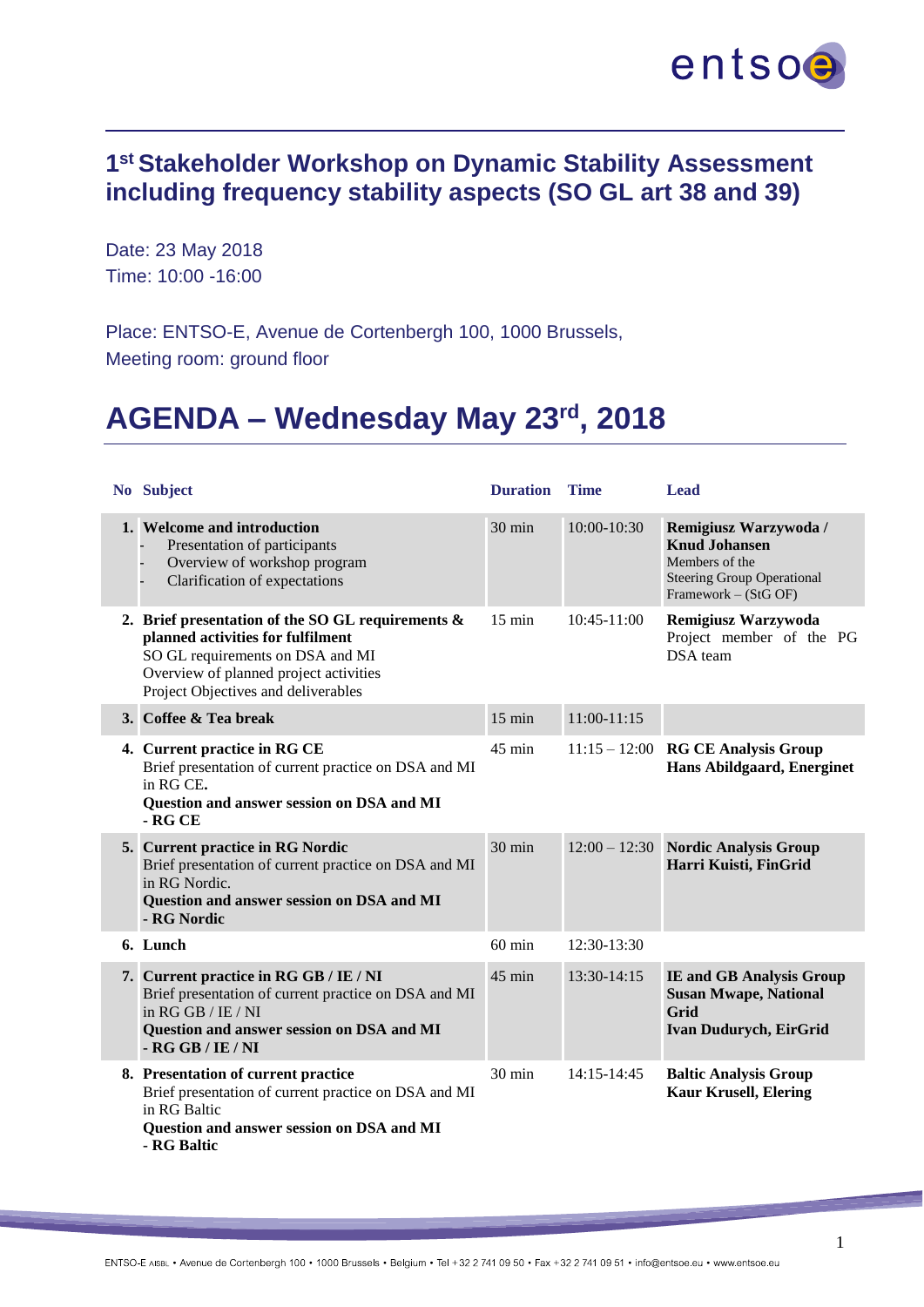# 1st Stakeholder Workshop on Dynamic Stability Assessment including frequency stability aspects (SO GL art 38 and 39)

Date: 23 May 2018
Time: 10:00 -16:00

Place: ENTSO-E, Avenue de Cortenbergh 100, 1000 Brussels,
Meeting room: ground floor

# AGENDA – Wednesday May 23rd, 2018

| No | Subject | Duration | Time | Lead |
|---|---|---|---|---|
| 1. | **Welcome and introduction**<br>- Presentation of participants<br>- Overview of workshop program<br>- Clarification of expectations | 30 min | 10:00-10:30 | **Remigiusz Warzywoda / Knud Johansen**<br>Members of the Steering Group Operational Framework – (StG OF) |
| 2. | **Brief presentation of the SO GL requirements & planned activities for fulfilment**<br>SO GL requirements on DSA and MI<br>Overview of planned project activities<br>Project Objectives and deliverables | 15 min | 10:45-11:00 | **Remigiusz Warzywoda**<br>Project member of the PG DSA team |
| 3. | **Coffee & Tea break** | 15 min | 11:00-11:15 | |
| 4. | **Current practice in RG CE**<br>Brief presentation of current practice on DSA and MI in RG CE.<br>**Question and answer session on DSA and MI - RG CE** | 45 min | 11:15 – 12:00 | **RG CE Analysis Group**<br>**Hans Abildgaard, Energinet** |
| 5. | **Current practice in RG Nordic**<br>Brief presentation of current practice on DSA and MI in RG Nordic.<br>**Question and answer session on DSA and MI - RG Nordic** | 30 min | 12:00 – 12:30 | **Nordic Analysis Group**<br>**Harri Kuisti, FinGrid** |
| 6. | **Lunch** | 60 min | 12:30-13:30 | |
| 7. | **Current practice in RG GB / IE / NI**<br>Brief presentation of current practice on DSA and MI in RG GB / IE / NI<br>**Question and answer session on DSA and MI - RG GB / IE / NI** | 45 min | 13:30-14:15 | **IE and GB Analysis Group**<br>**Susan Mwape, National Grid**<br>**Ivan Dudurych, EirGrid** |
| 8. | **Presentation of current practice**<br>Brief presentation of current practice on DSA and MI in RG Baltic<br>**Question and answer session on DSA and MI - RG Baltic** | 30 min | 14:15-14:45 | **Baltic Analysis Group**<br>**Kaur Krusell, Elering** |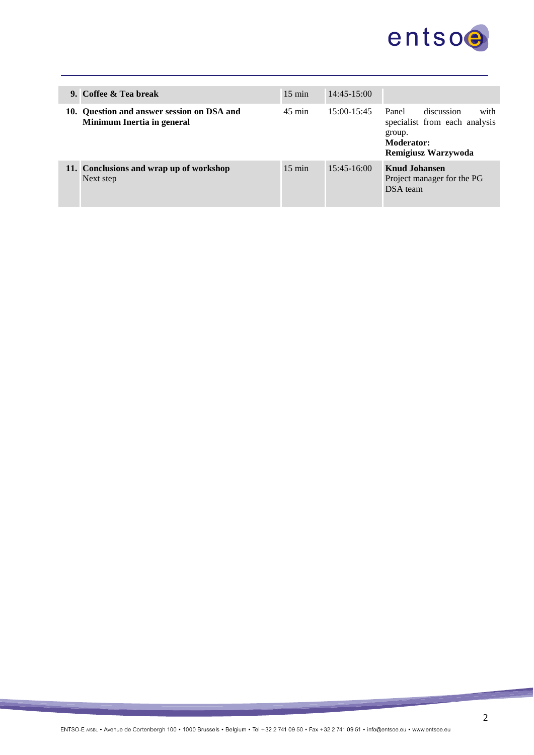| | | | | |
|---|---|---|---|---|
| 9. | **Coffee & Tea break** | 15 min | 14:45-15:00 | |
| 10. | **Question and answer session on DSA and Minimum Inertia in general** | 45 min | 15:00-15:45 | Panel discussion with specialist from each analysis group.<br>**Moderator:**<br>**Remigiusz Warzywoda** |
| 11. | **Conclusions and wrap up of workshop**<br>Next step | 15 min | 15:45-16:00 | **Knud Johansen**<br>Project manager for the PG DSA team |